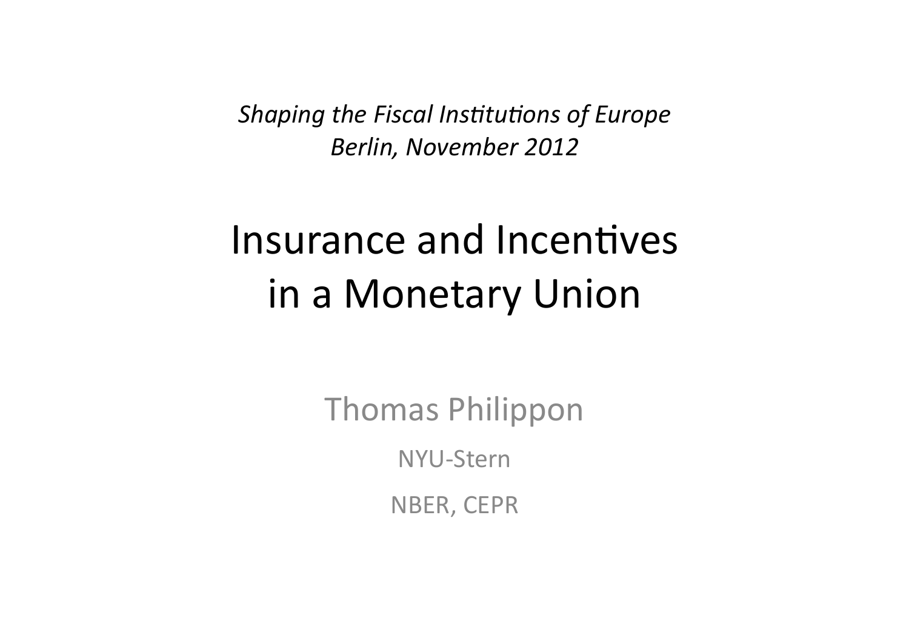*Shaping the Fiscal Institutions of Europe*
*Berlin, November 2012*

# Insurance and Incentives in a Monetary Union

Thomas Philippon

NYU-Stern

NBER, CEPR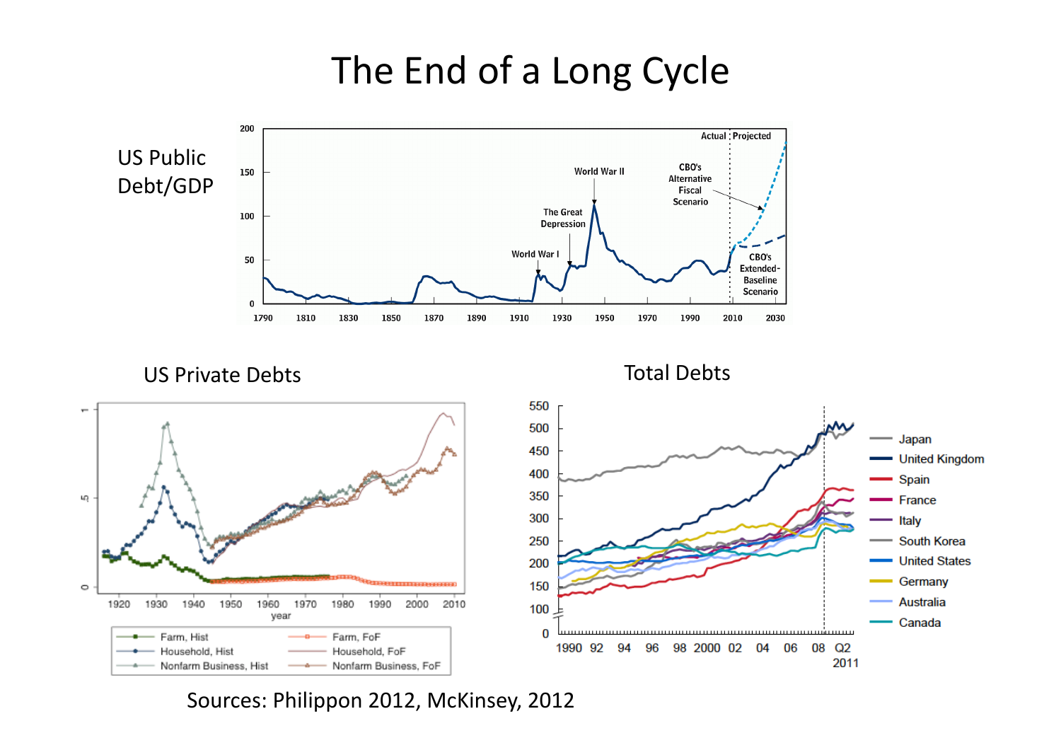# The End of a Long Cycle

US Public Debt/GDP

US Private Debts

Total Debts

Sources: Philippon 2012, McKinsey, 2012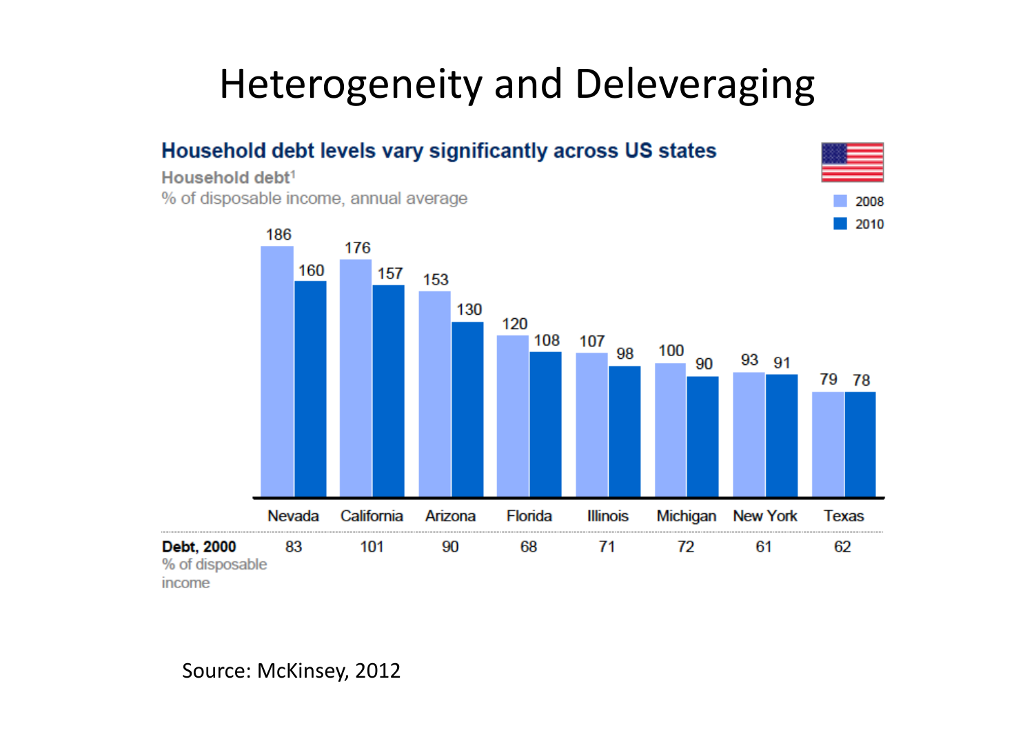# Heterogeneity and Deleveraging

**Household debt levels vary significantly across US states**

**Household debt**[1]

% of disposable income, annual average

| | Nevada | California | Arizona | Florida | Illinois | Michigan | New York | Texas |
|---|---|---|---|---|---|---|---|---|
| 2008 | 186 | 176 | 153 | 120 | 107 | 100 | 93 | 79 |
| 2010 | 160 | 157 | 130 | 108 | 98 | 90 | 91 | 78 |
| **Debt, 2000** % of disposable income | 83 | 101 | 90 | 68 | 71 | 72 | 61 | 62 |

Source: McKinsey, 2012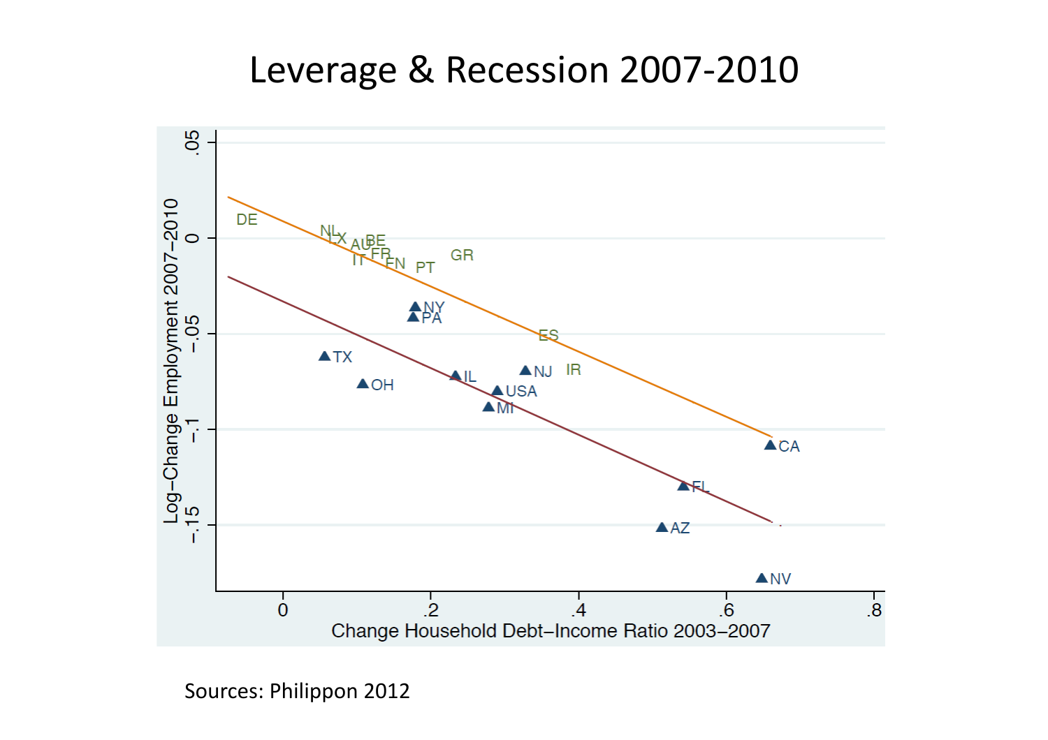# Leverage & Recession 2007-2010

Sources: Philippon 2012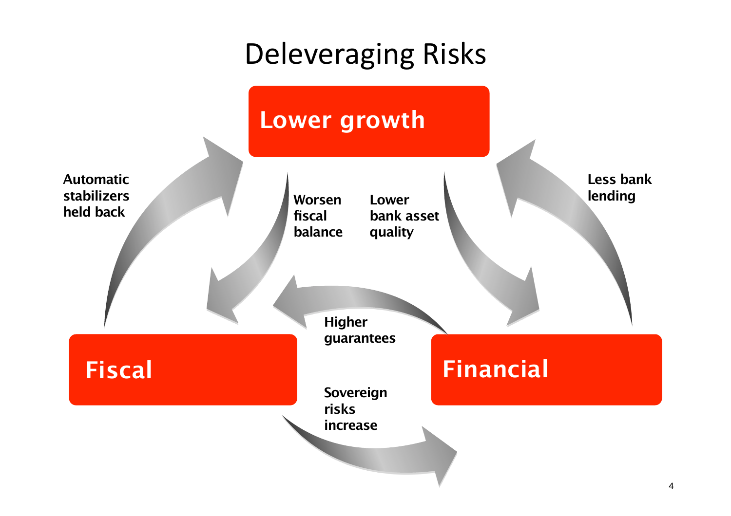# Deleveraging Risks

**Lower growth**

**Fiscal**

**Financial**

**Automatic stabilizers held back**

**Worsen fiscal balance**

**Lower bank asset quality**

**Less bank lending**

**Higher guarantees**

**Sovereign risks increase**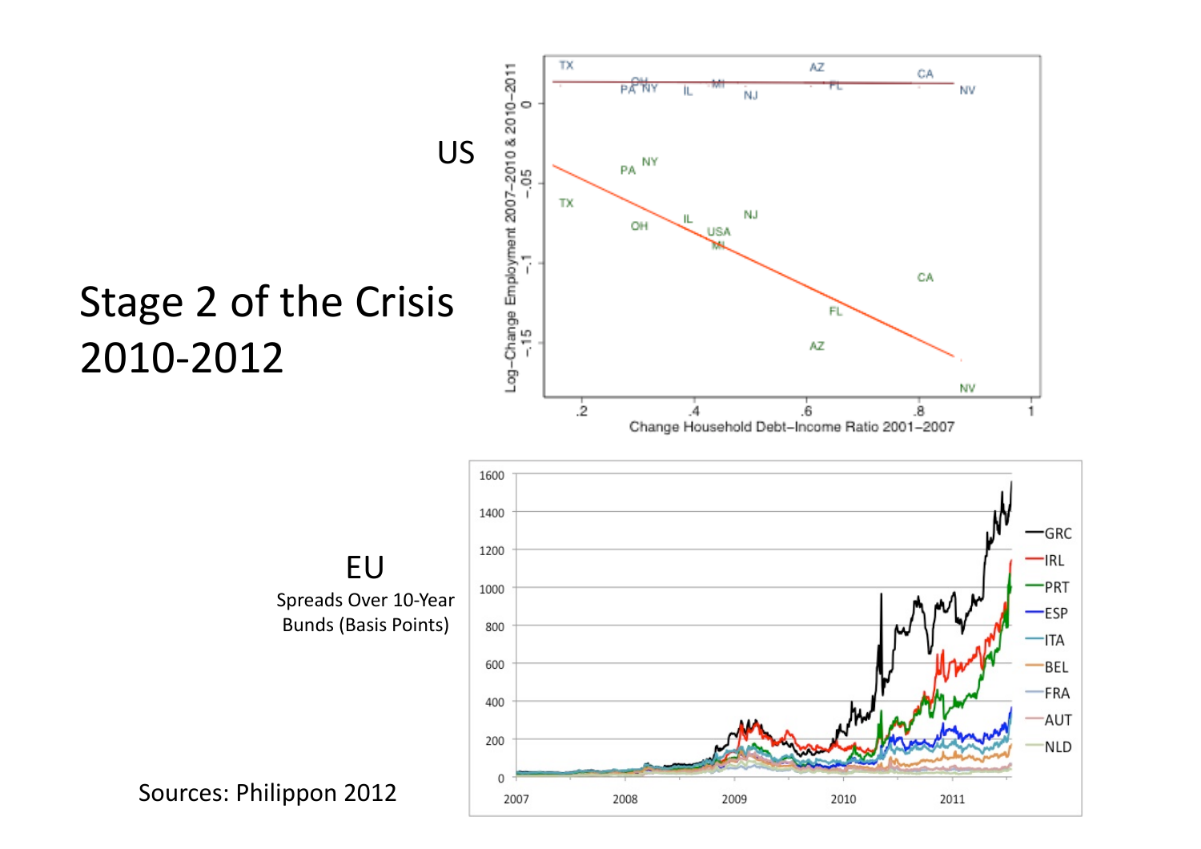# Stage 2 of the Crisis 2010-2012

US

EU

Spreads Over 10-Year Bunds (Basis Points)

Sources: Philippon 2012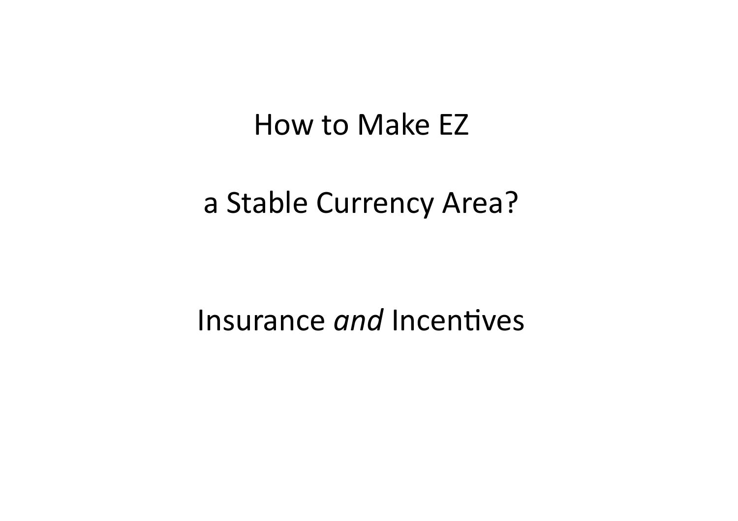# How to Make EZ

# a Stable Currency Area?

## Insurance *and* Incentives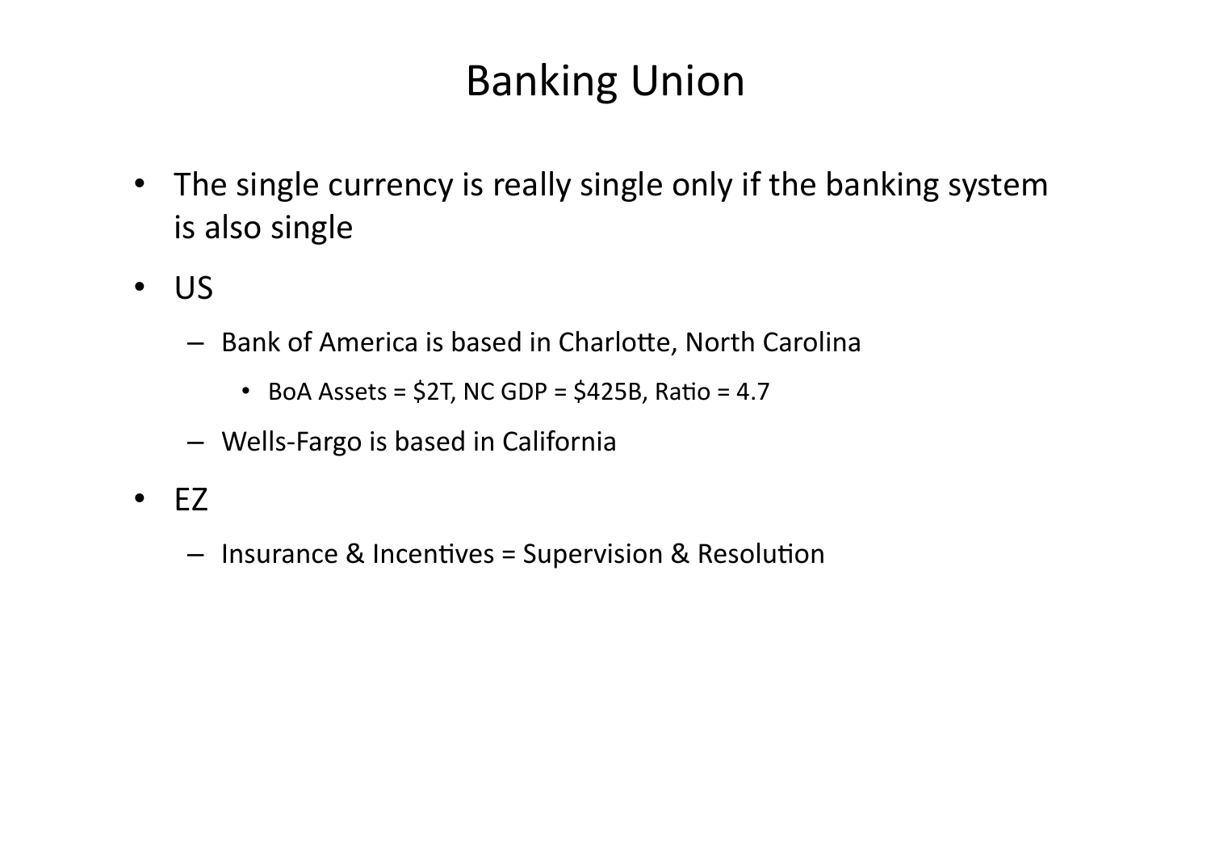# Banking Union

- The single currency is really single only if the banking system is also single
- US
  - Bank of America is based in Charlotte, North Carolina
    - BoA Assets = $2T, NC GDP = $425B, Ratio = 4.7
  - Wells-Fargo is based in California
- EZ
  - Insurance & Incentives = Supervision & Resolution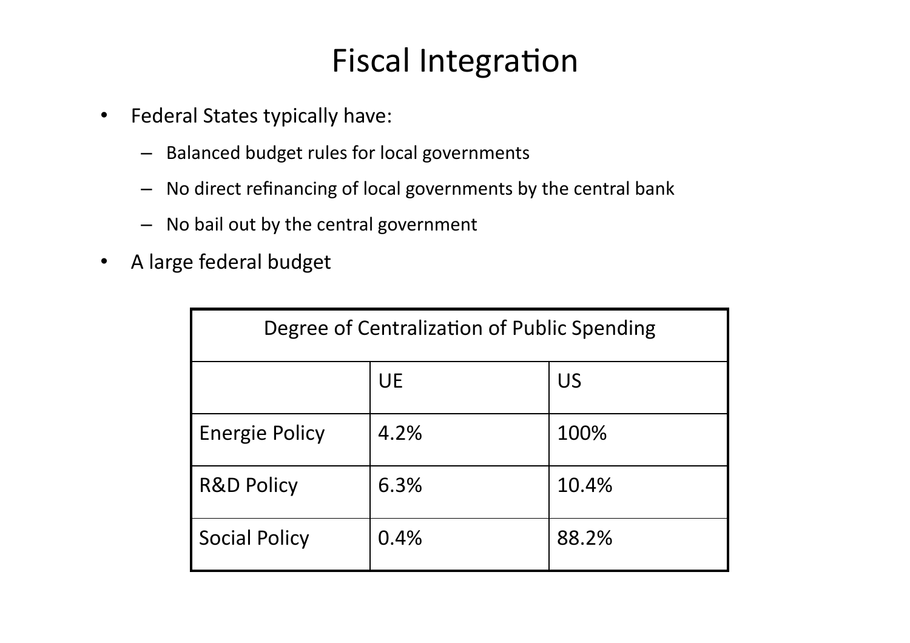# Fiscal Integration

- Federal States typically have:
  - Balanced budget rules for local governments
  - No direct refinancing of local governments by the central bank
  - No bail out by the central government
- A large federal budget

| Degree of Centralization of Public Spending | | |
|---|---|---|
| | UE | US |
| Energie Policy | 4.2% | 100% |
| R&D Policy | 6.3% | 10.4% |
| Social Policy | 0.4% | 88.2% |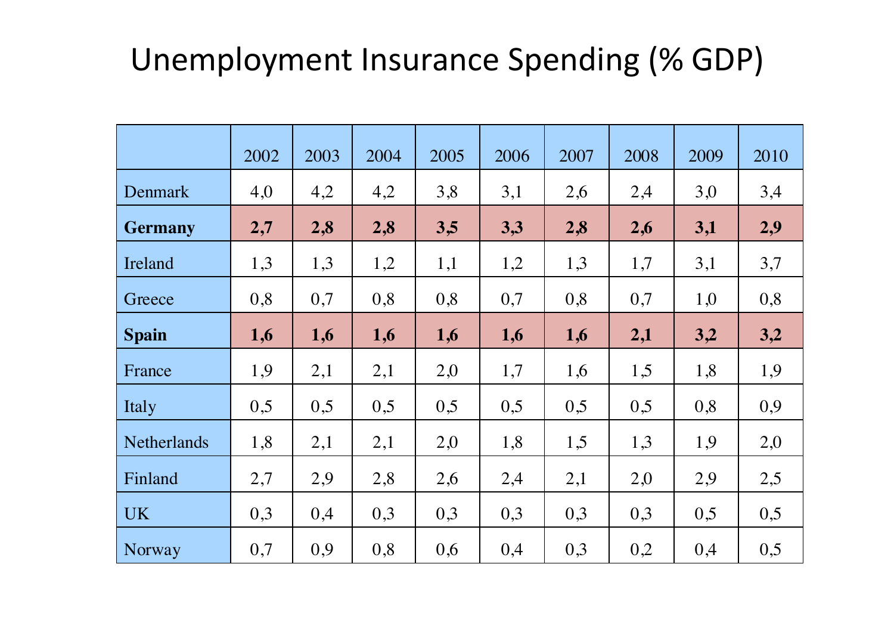# Unemployment Insurance Spending (% GDP)

| | 2002 | 2003 | 2004 | 2005 | 2006 | 2007 | 2008 | 2009 | 2010 |
|---|---|---|---|---|---|---|---|---|---|
| Denmark | 4,0 | 4,2 | 4,2 | 3,8 | 3,1 | 2,6 | 2,4 | 3,0 | 3,4 |
| **Germany** | **2,7** | **2,8** | **2,8** | **3,5** | **3,3** | **2,8** | **2,6** | **3,1** | **2,9** |
| Ireland | 1,3 | 1,3 | 1,2 | 1,1 | 1,2 | 1,3 | 1,7 | 3,1 | 3,7 |
| Greece | 0,8 | 0,7 | 0,8 | 0,8 | 0,7 | 0,8 | 0,7 | 1,0 | 0,8 |
| **Spain** | **1,6** | **1,6** | **1,6** | **1,6** | **1,6** | **1,6** | **2,1** | **3,2** | **3,2** |
| France | 1,9 | 2,1 | 2,1 | 2,0 | 1,7 | 1,6 | 1,5 | 1,8 | 1,9 |
| Italy | 0,5 | 0,5 | 0,5 | 0,5 | 0,5 | 0,5 | 0,5 | 0,8 | 0,9 |
| Netherlands | 1,8 | 2,1 | 2,1 | 2,0 | 1,8 | 1,5 | 1,3 | 1,9 | 2,0 |
| Finland | 2,7 | 2,9 | 2,8 | 2,6 | 2,4 | 2,1 | 2,0 | 2,9 | 2,5 |
| UK | 0,3 | 0,4 | 0,3 | 0,3 | 0,3 | 0,3 | 0,3 | 0,5 | 0,5 |
| Norway | 0,7 | 0,9 | 0,8 | 0,6 | 0,4 | 0,3 | 0,2 | 0,4 | 0,5 |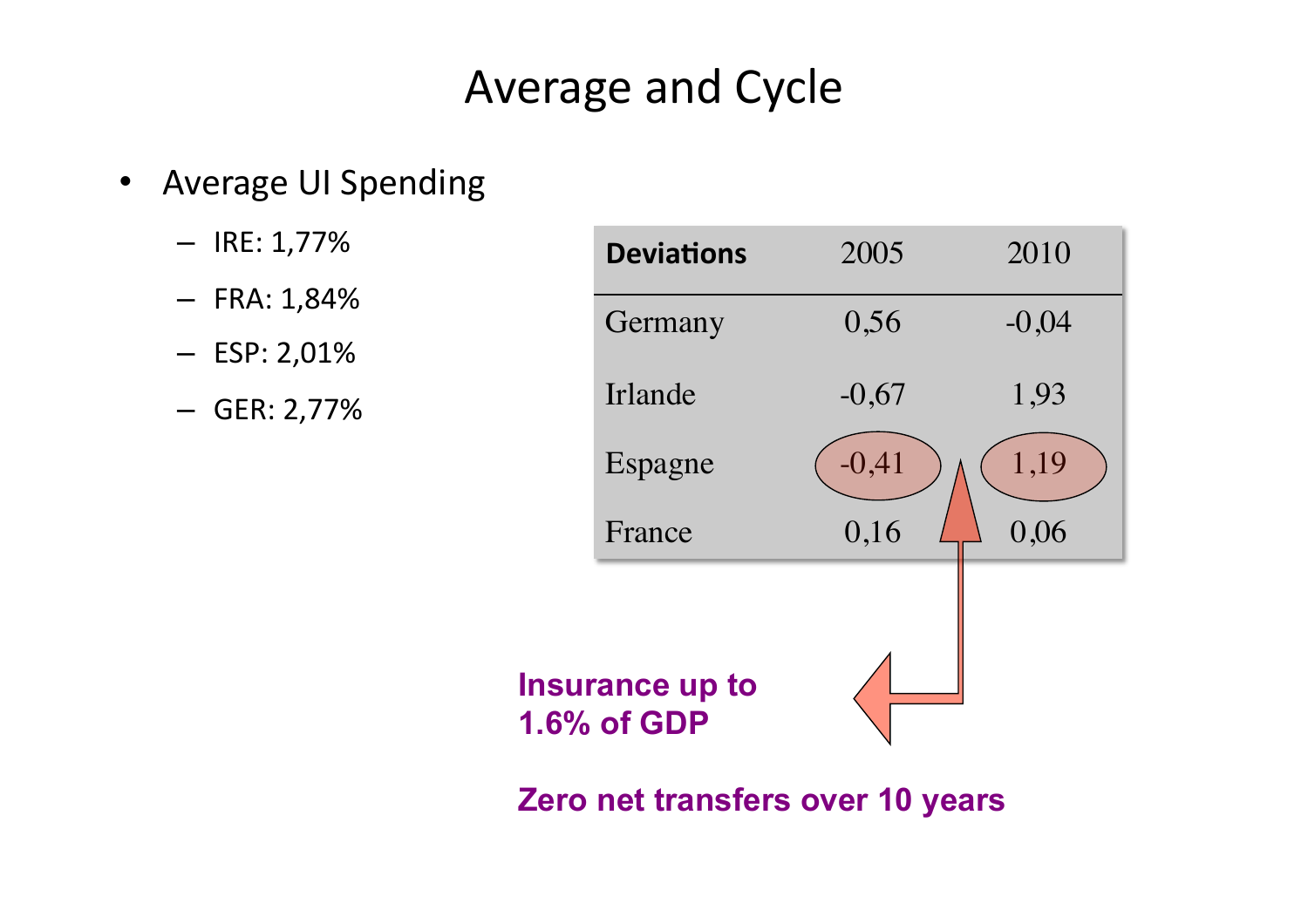# Average and Cycle

- Average UI Spending
  - IRE: 1,77%
  - FRA: 1,84%
  - ESP: 2,01%
  - GER: 2,77%

| Deviations | 2005 | 2010 |
|---|---|---|
| Germany | 0,56 | -0,04 |
| Irlande | -0,67 | 1,93 |
| Espagne | -0,41 | 1,19 |
| France | 0,16 | 0,06 |

**Insurance up to 1.6% of GDP**

**Zero net transfers over 10 years**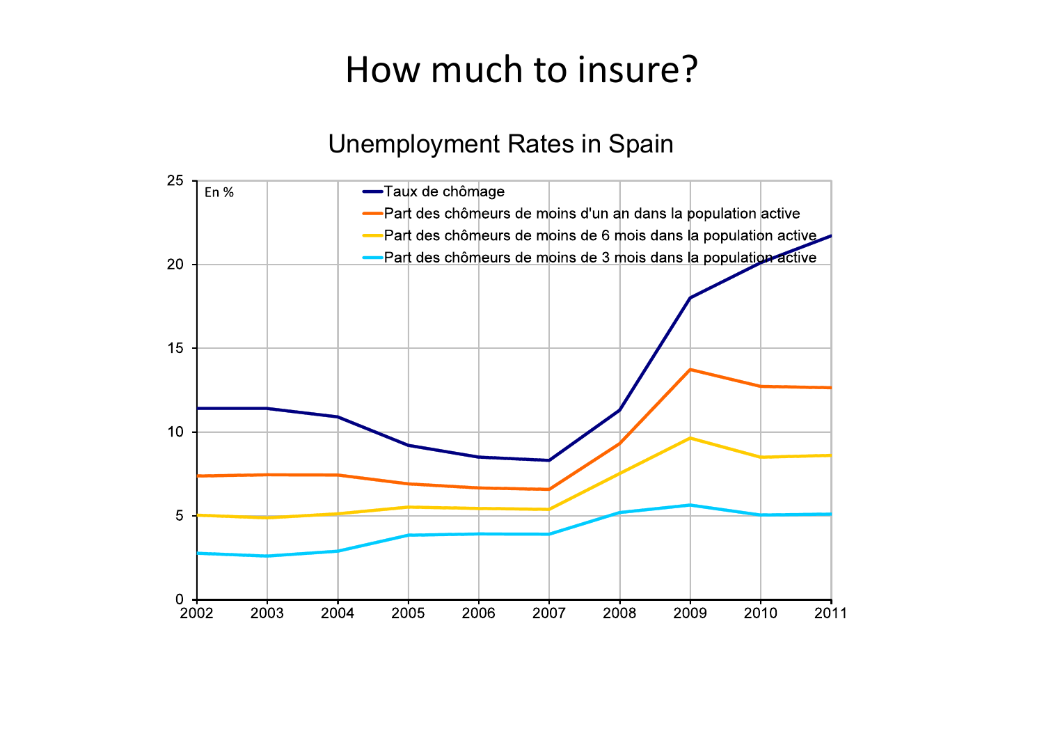# How much to insure?

Unemployment Rates in Spain

En %

- Taux de chômage
- Part des chômeurs de moins d'un an dans la population active
- Part des chômeurs de moins de 6 mois dans la population active
- Part des chômeurs de moins de 3 mois dans la population active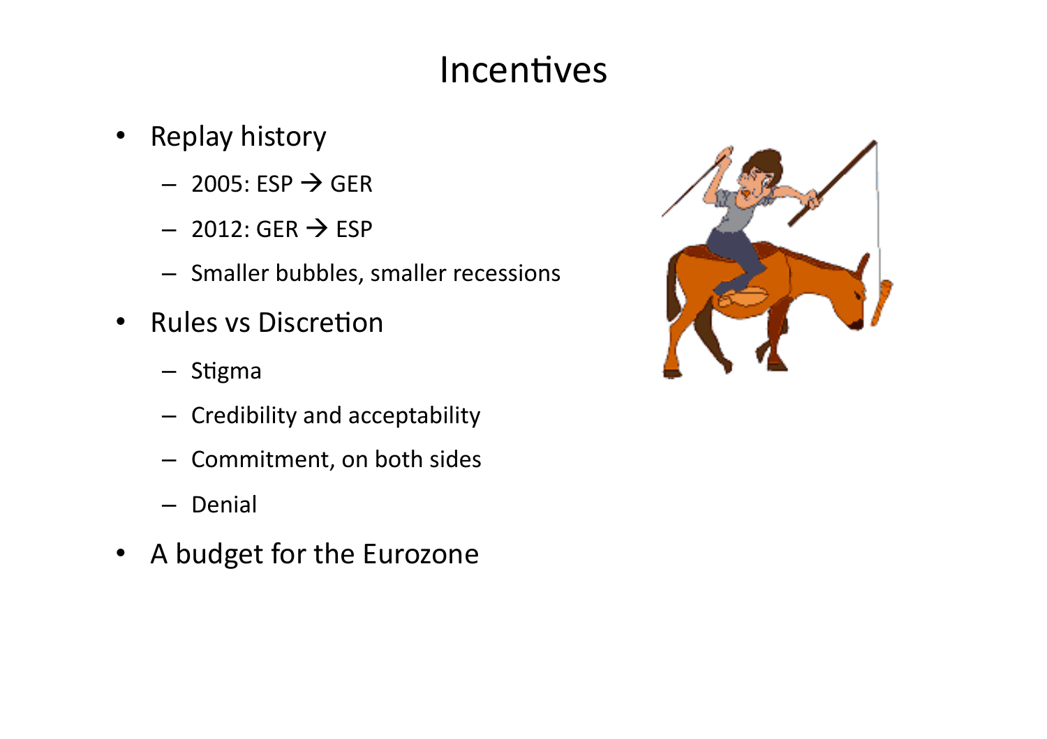# Incentives

- Replay history
  - 2005: ESP → GER
  - 2012: GER → ESP
  - Smaller bubbles, smaller recessions
- Rules vs Discretion
  - Stigma
  - Credibility and acceptability
  - Commitment, on both sides
  - Denial
- A budget for the Eurozone